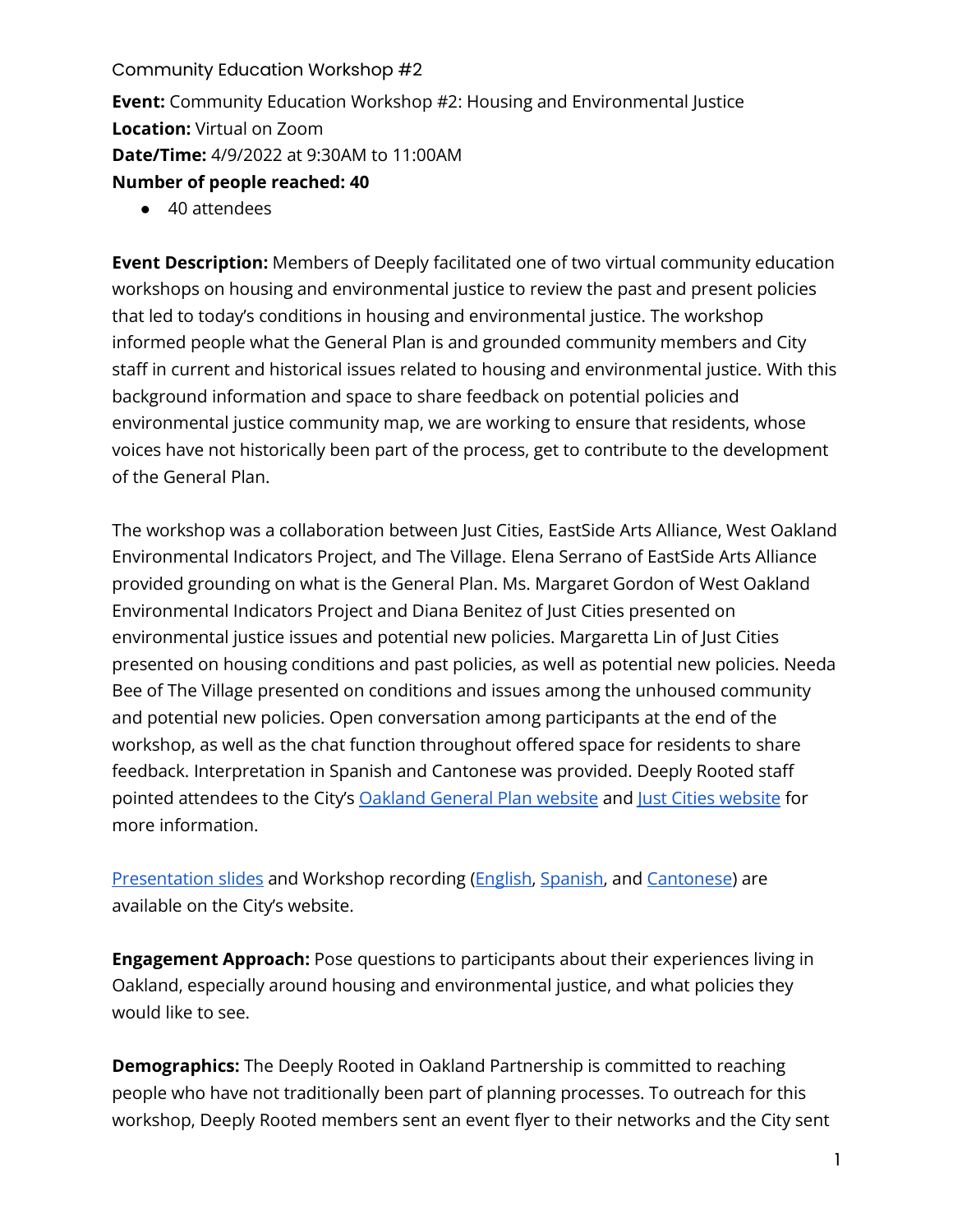Community Education Workshop #2

**Event:** Community Education Workshop #2: Housing and Environmental Justice
**Location:** Virtual on Zoom
**Date/Time:** 4/9/2022 at 9:30AM to 11:00AM
**Number of people reached: 40**

- 40 attendees

**Event Description:** Members of Deeply facilitated one of two virtual community education workshops on housing and environmental justice to review the past and present policies that led to today's conditions in housing and environmental justice. The workshop informed people what the General Plan is and grounded community members and City staff in current and historical issues related to housing and environmental justice. With this background information and space to share feedback on potential policies and environmental justice community map, we are working to ensure that residents, whose voices have not historically been part of the process, get to contribute to the development of the General Plan.

The workshop was a collaboration between Just Cities, EastSide Arts Alliance, West Oakland Environmental Indicators Project, and The Village. Elena Serrano of EastSide Arts Alliance provided grounding on what is the General Plan. Ms. Margaret Gordon of West Oakland Environmental Indicators Project and Diana Benitez of Just Cities presented on environmental justice issues and potential new policies. Margaretta Lin of Just Cities presented on housing conditions and past policies, as well as potential new policies. Needa Bee of The Village presented on conditions and issues among the unhoused community and potential new policies. Open conversation among participants at the end of the workshop, as well as the chat function throughout offered space for residents to share feedback. Interpretation in Spanish and Cantonese was provided. Deeply Rooted staff pointed attendees to the City's Oakland General Plan website and Just Cities website for more information.

Presentation slides and Workshop recording (English, Spanish, and Cantonese) are available on the City's website.

**Engagement Approach:** Pose questions to participants about their experiences living in Oakland, especially around housing and environmental justice, and what policies they would like to see.

**Demographics:** The Deeply Rooted in Oakland Partnership is committed to reaching people who have not traditionally been part of planning processes. To outreach for this workshop, Deeply Rooted members sent an event flyer to their networks and the City sent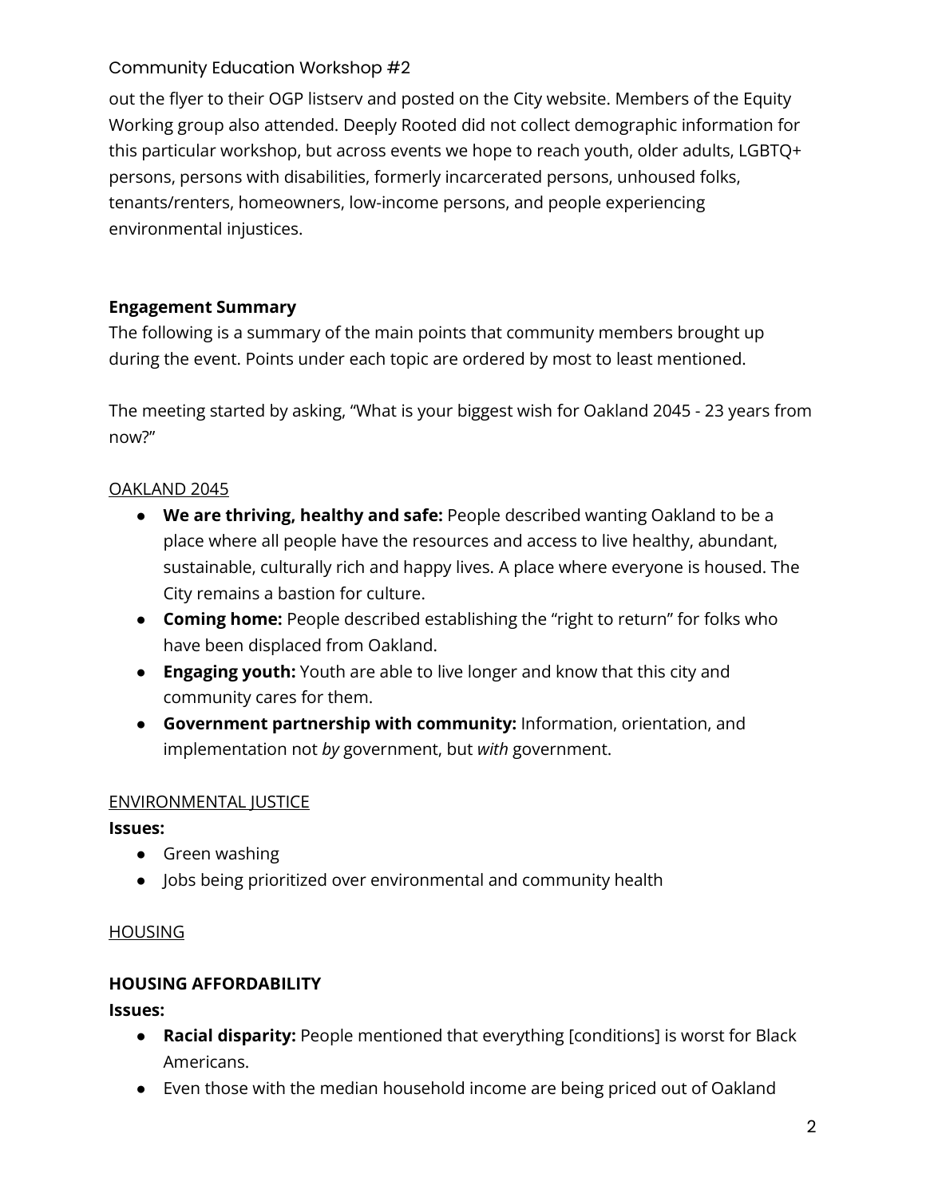out the flyer to their OGP listserv and posted on the City website. Members of the Equity Working group also attended. Deeply Rooted did not collect demographic information for this particular workshop, but across events we hope to reach youth, older adults, LGBTQ+ persons, persons with disabilities, formerly incarcerated persons, unhoused folks, tenants/renters, homeowners, low-income persons, and people experiencing environmental injustices.

**Engagement Summary**

The following is a summary of the main points that community members brought up during the event. Points under each topic are ordered by most to least mentioned.

The meeting started by asking, "What is your biggest wish for Oakland 2045 - 23 years from now?"

<u>OAKLAND 2045</u>

- **We are thriving, healthy and safe:** People described wanting Oakland to be a place where all people have the resources and access to live healthy, abundant, sustainable, culturally rich and happy lives. A place where everyone is housed. The City remains a bastion for culture.
- **Coming home:** People described establishing the "right to return" for folks who have been displaced from Oakland.
- **Engaging youth:** Youth are able to live longer and know that this city and community cares for them.
- **Government partnership with community:** Information, orientation, and implementation not *by* government, but *with* government.

<u>ENVIRONMENTAL JUSTICE</u>

**Issues:**

- Green washing
- Jobs being prioritized over environmental and community health

<u>HOUSING</u>

**HOUSING AFFORDABILITY**

**Issues:**

- **Racial disparity:** People mentioned that everything [conditions] is worst for Black Americans.
- Even those with the median household income are being priced out of Oakland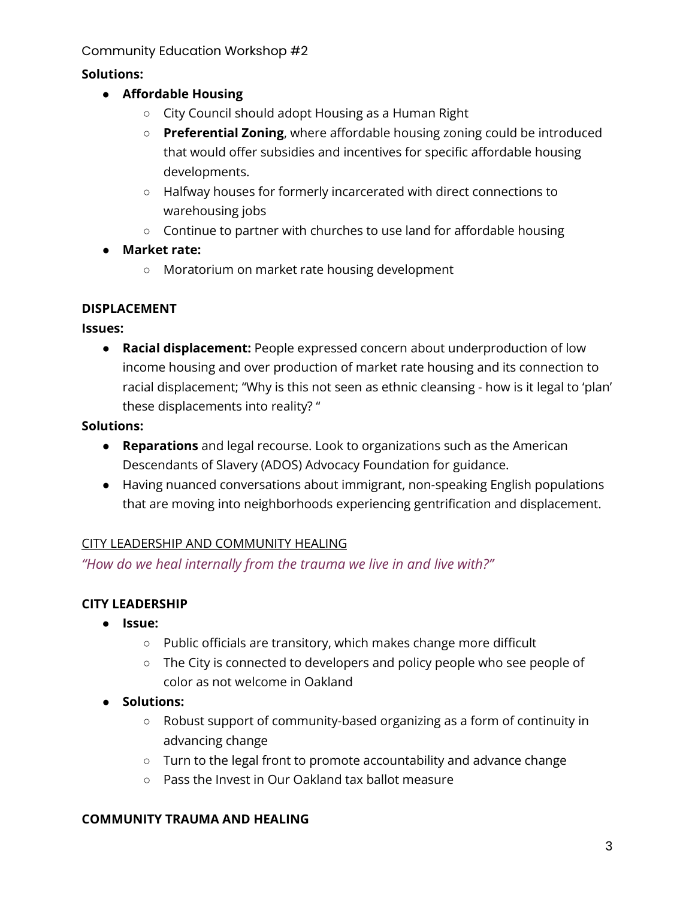**Solutions:**

- **Affordable Housing**
    - City Council should adopt Housing as a Human Right
    - **Preferential Zoning**, where affordable housing zoning could be introduced that would offer subsidies and incentives for specific affordable housing developments.
    - Halfway houses for formerly incarcerated with direct connections to warehousing jobs
    - Continue to partner with churches to use land for affordable housing
- **Market rate:**
    - Moratorium on market rate housing development

**DISPLACEMENT**

**Issues:**

- **Racial displacement:** People expressed concern about underproduction of low income housing and over production of market rate housing and its connection to racial displacement; "Why is this not seen as ethnic cleansing - how is it legal to 'plan' these displacements into reality? "

**Solutions:**

- **Reparations** and legal recourse. Look to organizations such as the American Descendants of Slavery (ADOS) Advocacy Foundation for guidance.
- Having nuanced conversations about immigrant, non-speaking English populations that are moving into neighborhoods experiencing gentrification and displacement.

CITY LEADERSHIP AND COMMUNITY HEALING

*"How do we heal internally from the trauma we live in and live with?"*

**CITY LEADERSHIP**

- **Issue:**
    - Public officials are transitory, which makes change more difficult
    - The City is connected to developers and policy people who see people of color as not welcome in Oakland
- **Solutions:**
    - Robust support of community-based organizing as a form of continuity in advancing change
    - Turn to the legal front to promote accountability and advance change
    - Pass the Invest in Our Oakland tax ballot measure

**COMMUNITY TRAUMA AND HEALING**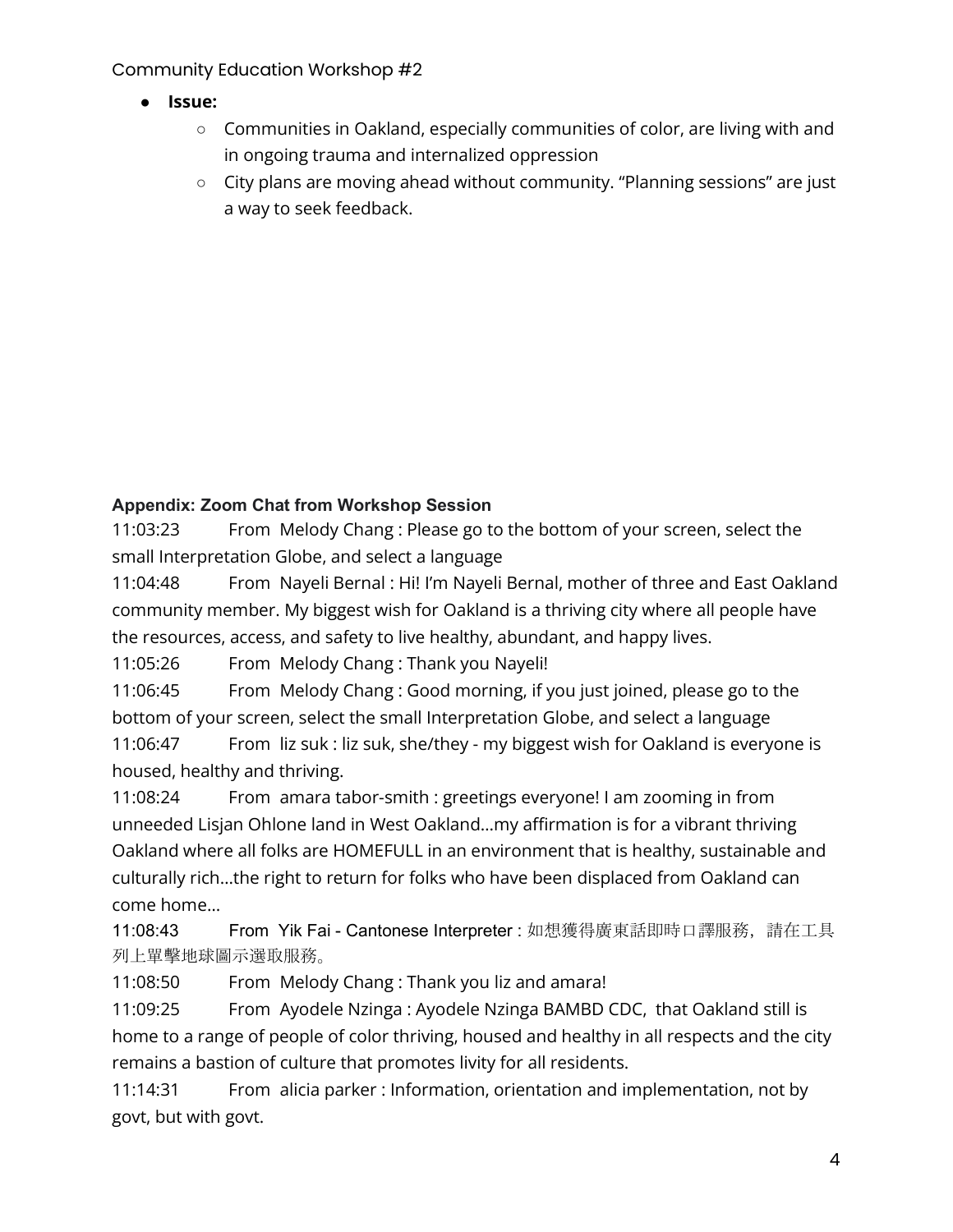Community Education Workshop #2

- **Issue:**
    - Communities in Oakland, especially communities of color, are living with and in ongoing trauma and internalized oppression
    - City plans are moving ahead without community. "Planning sessions" are just a way to seek feedback.

**Appendix: Zoom Chat from Workshop Session**

11:03:23 From Melody Chang : Please go to the bottom of your screen, select the small Interpretation Globe, and select a language

11:04:48 From Nayeli Bernal : Hi! I'm Nayeli Bernal, mother of three and East Oakland community member. My biggest wish for Oakland is a thriving city where all people have the resources, access, and safety to live healthy, abundant, and happy lives.

11:05:26 From Melody Chang : Thank you Nayeli!

11:06:45 From Melody Chang : Good morning, if you just joined, please go to the bottom of your screen, select the small Interpretation Globe, and select a language

11:06:47 From liz suk : liz suk, she/they - my biggest wish for Oakland is everyone is housed, healthy and thriving.

11:08:24 From amara tabor-smith : greetings everyone! I am zooming in from unneeded Lisjan Ohlone land in West Oakland...my affirmation is for a vibrant thriving Oakland where all folks are HOMEFULL in an environment that is healthy, sustainable and culturally rich...the right to return for folks who have been displaced from Oakland can come home...

11:08:43 From Yik Fai - Cantonese Interpreter : 如想獲得廣東話即時口譯服務，請在工具列上單擊地球圖示選取服務。

11:08:50 From Melody Chang : Thank you liz and amara!

11:09:25 From Ayodele Nzinga : Ayodele Nzinga BAMBD CDC, that Oakland still is home to a range of people of color thriving, housed and healthy in all respects and the city remains a bastion of culture that promotes livity for all residents.

11:14:31 From alicia parker : Information, orientation and implementation, not by govt, but with govt.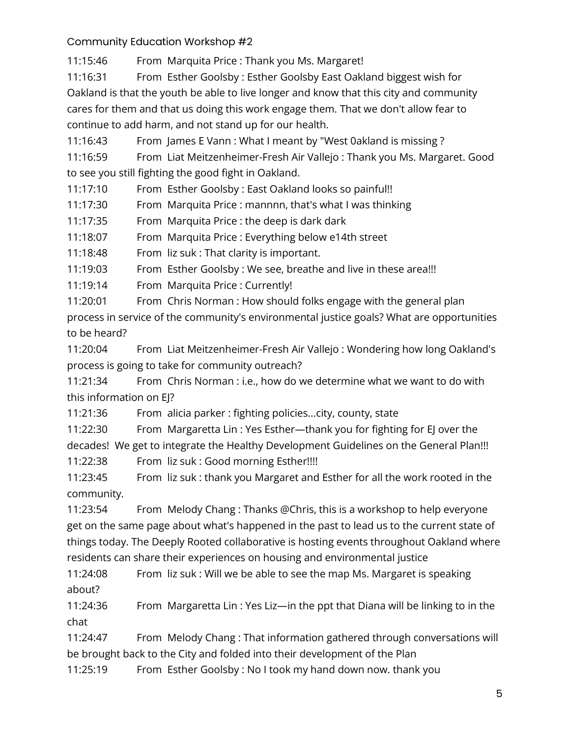Community Education Workshop #2

11:15:46 From Marquita Price : Thank you Ms. Margaret!

11:16:31 From Esther Goolsby : Esther Goolsby East Oakland biggest wish for Oakland is that the youth be able to live longer and know that this city and community cares for them and that us doing this work engage them. That we don't allow fear to continue to add harm, and not stand up for our health.

11:16:43 From James E Vann : What I meant by "West 0akland is missing ?

11:16:59 From Liat Meitzenheimer-Fresh Air Vallejo : Thank you Ms. Margaret. Good to see you still fighting the good fight in Oakland.

11:17:10 From Esther Goolsby : East Oakland looks so painful!!

11:17:30 From Marquita Price : mannnn, that's what I was thinking

11:17:35 From Marquita Price : the deep is dark dark

11:18:07 From Marquita Price : Everything below e14th street

11:18:48 From liz suk : That clarity is important.

11:19:03 From Esther Goolsby : We see, breathe and live in these area!!!

11:19:14 From Marquita Price : Currently!

11:20:01 From Chris Norman : How should folks engage with the general plan process in service of the community's environmental justice goals? What are opportunities to be heard?

11:20:04 From Liat Meitzenheimer-Fresh Air Vallejo : Wondering how long Oakland's process is going to take for community outreach?

11:21:34 From Chris Norman : i.e., how do we determine what we want to do with this information on EJ?

11:21:36 From alicia parker : fighting policies...city, county, state

11:22:30 From Margaretta Lin : Yes Esther—thank you for fighting for EJ over the decades! We get to integrate the Healthy Development Guidelines on the General Plan!!!

11:22:38 From liz suk : Good morning Esther!!!!

11:23:45 From liz suk : thank you Margaret and Esther for all the work rooted in the community.

11:23:54 From Melody Chang : Thanks @Chris, this is a workshop to help everyone get on the same page about what's happened in the past to lead us to the current state of things today. The Deeply Rooted collaborative is hosting events throughout Oakland where residents can share their experiences on housing and environmental justice

11:24:08 From liz suk : Will we be able to see the map Ms. Margaret is speaking about?

11:24:36 From Margaretta Lin : Yes Liz—in the ppt that Diana will be linking to in the chat

11:24:47 From Melody Chang : That information gathered through conversations will be brought back to the City and folded into their development of the Plan

11:25:19 From Esther Goolsby : No I took my hand down now. thank you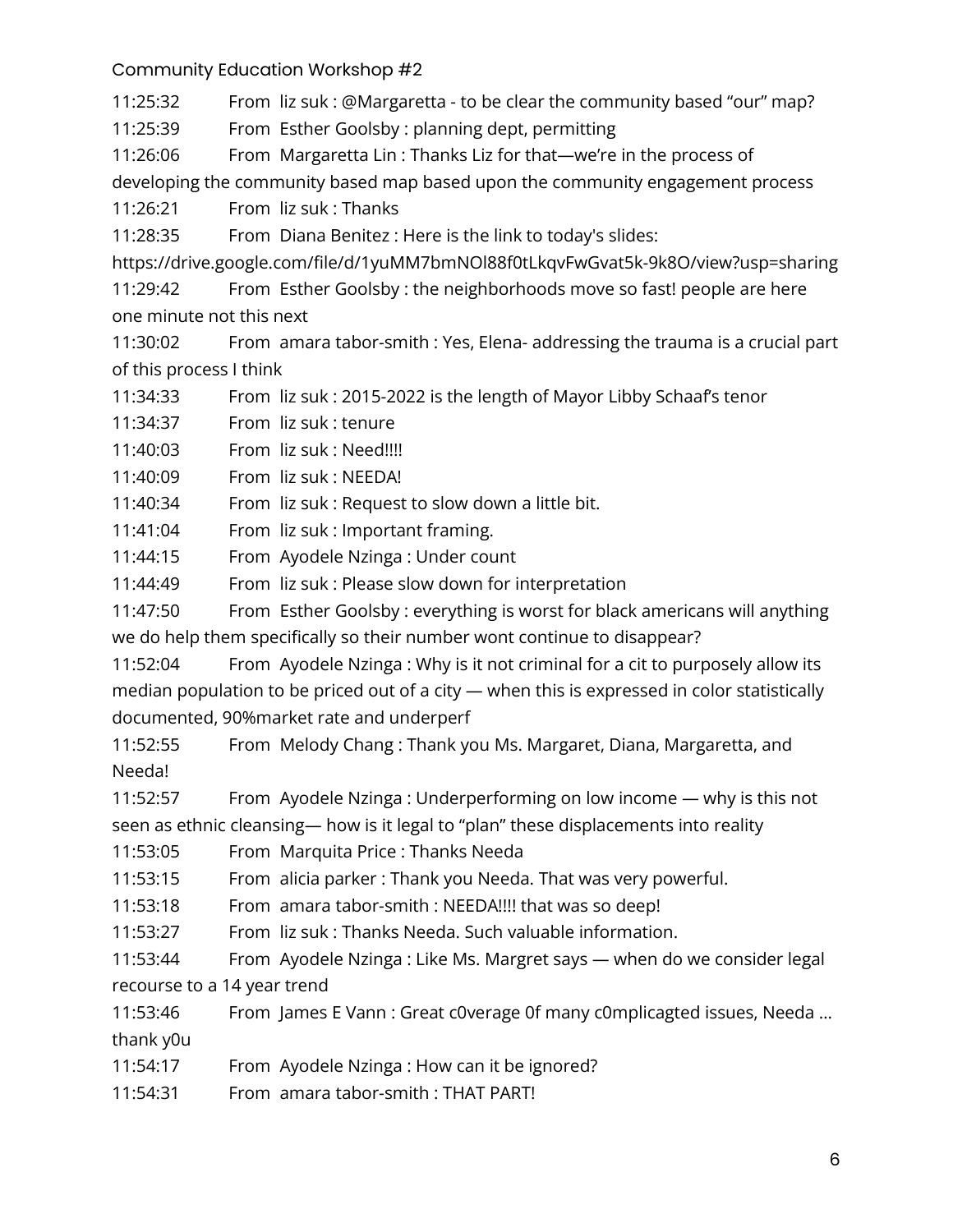Community Education Workshop #2

11:25:32 From liz suk : @Margaretta - to be clear the community based "our" map?

11:25:39 From Esther Goolsby : planning dept, permitting

11:26:06 From Margaretta Lin : Thanks Liz for that—we're in the process of developing the community based map based upon the community engagement process

11:26:21 From liz suk : Thanks

11:28:35 From Diana Benitez : Here is the link to today's slides: https://drive.google.com/file/d/1yuMM7bmNOl88f0tLkqvFwGvat5k-9k8O/view?usp=sharing

11:29:42 From Esther Goolsby : the neighborhoods move so fast! people are here one minute not this next

11:30:02 From amara tabor-smith : Yes, Elena- addressing the trauma is a crucial part of this process I think

11:34:33 From liz suk : 2015-2022 is the length of Mayor Libby Schaaf's tenor

11:34:37 From liz suk : tenure

11:40:03 From liz suk : Need!!!!

11:40:09 From liz suk : NEEDA!

11:40:34 From liz suk : Request to slow down a little bit.

11:41:04 From liz suk : Important framing.

11:44:15 From Ayodele Nzinga : Under count

11:44:49 From liz suk : Please slow down for interpretation

11:47:50 From Esther Goolsby : everything is worst for black americans will anything we do help them specifically so their number wont continue to disappear?

11:52:04 From Ayodele Nzinga : Why is it not criminal for a cit to purposely allow its median population to be priced out of a city — when this is expressed in color statistically documented, 90%market rate and underperf

11:52:55 From Melody Chang : Thank you Ms. Margaret, Diana, Margaretta, and Needa!

11:52:57 From Ayodele Nzinga : Underperforming on low income — why is this not seen as ethnic cleansing— how is it legal to "plan" these displacements into reality

11:53:05 From Marquita Price : Thanks Needa

11:53:15 From alicia parker : Thank you Needa. That was very powerful.

11:53:18 From amara tabor-smith : NEEDA!!!! that was so deep!

11:53:27 From liz suk : Thanks Needa. Such valuable information.

11:53:44 From Ayodele Nzinga : Like Ms. Margret says — when do we consider legal recourse to a 14 year trend

11:53:46 From James E Vann : Great c0verage 0f many c0mplicagted issues, Needa ... thank y0u

11:54:17 From Ayodele Nzinga : How can it be ignored?

11:54:31 From amara tabor-smith : THAT PART!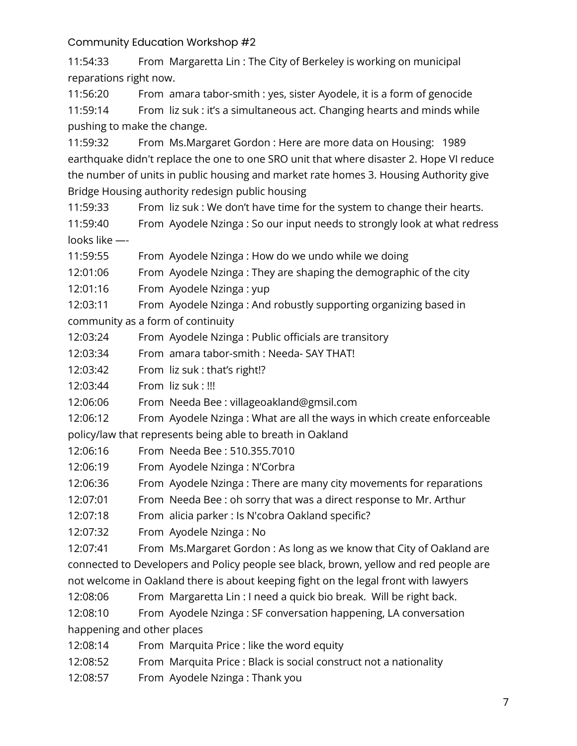Community Education Workshop #2

11:54:33 From Margaretta Lin : The City of Berkeley is working on municipal reparations right now.

11:56:20 From amara tabor-smith : yes, sister Ayodele, it is a form of genocide

11:59:14 From liz suk : it's a simultaneous act. Changing hearts and minds while pushing to make the change.

11:59:32 From Ms.Margaret Gordon : Here are more data on Housing: 1989 earthquake didn't replace the one to one SRO unit that where disaster 2. Hope VI reduce the number of units in public housing and market rate homes 3. Housing Authority give Bridge Housing authority redesign public housing

11:59:33 From liz suk : We don't have time for the system to change their hearts.

11:59:40 From Ayodele Nzinga : So our input needs to strongly look at what redress looks like —-

11:59:55 From Ayodele Nzinga : How do we undo while we doing

12:01:06 From Ayodele Nzinga : They are shaping the demographic of the city

12:01:16 From Ayodele Nzinga : yup

12:03:11 From Ayodele Nzinga : And robustly supporting organizing based in community as a form of continuity

12:03:24 From Ayodele Nzinga : Public officials are transitory

12:03:34 From amara tabor-smith : Needa- SAY THAT!

12:03:42 From liz suk : that's right!?

12:03:44 From liz suk : !!!

12:06:06 From Needa Bee : villageoakland@gmsil.com

12:06:12 From Ayodele Nzinga : What are all the ways in which create enforceable policy/law that represents being able to breath in Oakland

12:06:16 From Needa Bee : 510.355.7010

12:06:19 From Ayodele Nzinga : N'Corbra

12:06:36 From Ayodele Nzinga : There are many city movements for reparations

12:07:01 From Needa Bee : oh sorry that was a direct response to Mr. Arthur

12:07:18 From alicia parker : Is N'cobra Oakland specific?

12:07:32 From Ayodele Nzinga : No

12:07:41 From Ms.Margaret Gordon : As long as we know that City of Oakland are connected to Developers and Policy people see black, brown, yellow and red people are not welcome in Oakland there is about keeping fight on the legal front with lawyers

12:08:06 From Margaretta Lin : I need a quick bio break. Will be right back.

12:08:10 From Ayodele Nzinga : SF conversation happening, LA conversation happening and other places

12:08:14 From Marquita Price : like the word equity

12:08:52 From Marquita Price : Black is social construct not a nationality

12:08:57 From Ayodele Nzinga : Thank you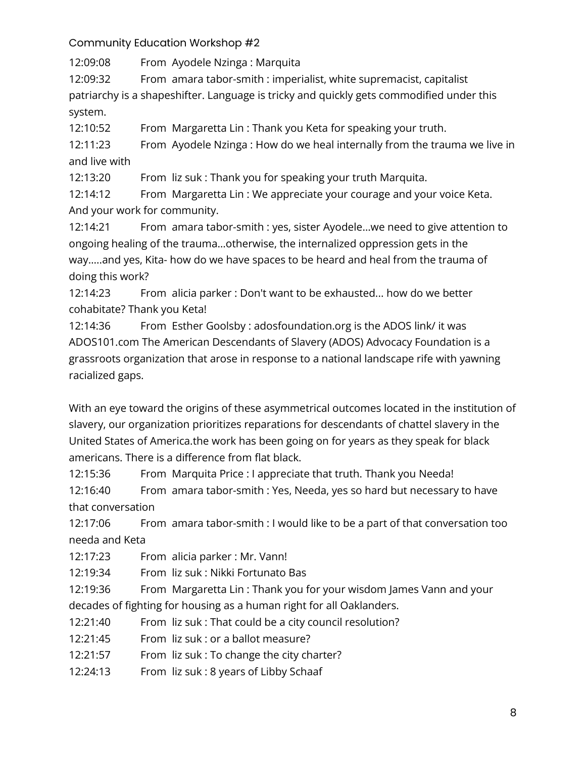12:09:08 From Ayodele Nzinga : Marquita

12:09:32 From amara tabor-smith : imperialist, white supremacist, capitalist patriarchy is a shapeshifter. Language is tricky and quickly gets commodified under this system.

12:10:52 From Margaretta Lin : Thank you Keta for speaking your truth.

12:11:23 From Ayodele Nzinga : How do we heal internally from the trauma we live in and live with

12:13:20 From liz suk : Thank you for speaking your truth Marquita.

12:14:12 From Margaretta Lin : We appreciate your courage and your voice Keta. And your work for community.

12:14:21 From amara tabor-smith : yes, sister Ayodele...we need to give attention to ongoing healing of the trauma...otherwise, the internalized oppression gets in the way.....and yes, Kita- how do we have spaces to be heard and heal from the trauma of doing this work?

12:14:23 From alicia parker : Don't want to be exhausted... how do we better cohabitate? Thank you Keta!

12:14:36 From Esther Goolsby : adosfoundation.org is the ADOS link/ it was ADOS101.com The American Descendants of Slavery (ADOS) Advocacy Foundation is a grassroots organization that arose in response to a national landscape rife with yawning racialized gaps.

With an eye toward the origins of these asymmetrical outcomes located in the institution of slavery, our organization prioritizes reparations for descendants of chattel slavery in the United States of America.the work has been going on for years as they speak for black americans. There is a difference from flat black.

12:15:36 From Marquita Price : I appreciate that truth. Thank you Needa!

12:16:40 From amara tabor-smith : Yes, Needa, yes so hard but necessary to have that conversation

12:17:06 From amara tabor-smith : I would like to be a part of that conversation too needa and Keta

12:17:23 From alicia parker : Mr. Vann!

12:19:34 From liz suk : Nikki Fortunato Bas

12:19:36 From Margaretta Lin : Thank you for your wisdom James Vann and your decades of fighting for housing as a human right for all Oaklanders.

12:21:40 From liz suk : That could be a city council resolution?

12:21:45 From liz suk : or a ballot measure?

12:21:57 From liz suk : To change the city charter?

12:24:13 From liz suk : 8 years of Libby Schaaf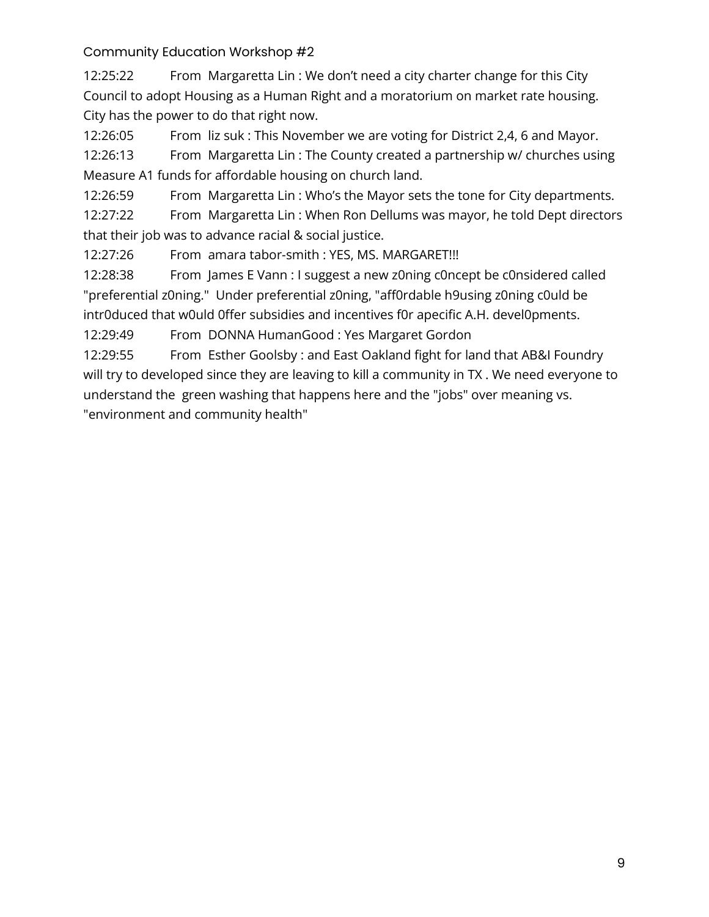Community Education Workshop #2

12:25:22 From Margaretta Lin : We don't need a city charter change for this City Council to adopt Housing as a Human Right and a moratorium on market rate housing. City has the power to do that right now.

12:26:05 From liz suk : This November we are voting for District 2,4, 6 and Mayor.

12:26:13 From Margaretta Lin : The County created a partnership w/ churches using Measure A1 funds for affordable housing on church land.

12:26:59 From Margaretta Lin : Who's the Mayor sets the tone for City departments.

12:27:22 From Margaretta Lin : When Ron Dellums was mayor, he told Dept directors that their job was to advance racial & social justice.

12:27:26 From amara tabor-smith : YES, MS. MARGARET!!!

12:28:38 From James E Vann : I suggest a new z0ning c0ncept be c0nsidered called "preferential z0ning." Under preferential z0ning, "aff0rdable h9using z0ning c0uld be intr0duced that w0uld 0ffer subsidies and incentives f0r apecific A.H. devel0pments.

12:29:49 From DONNA HumanGood : Yes Margaret Gordon

12:29:55 From Esther Goolsby : and East Oakland fight for land that AB&I Foundry will try to developed since they are leaving to kill a community in TX . We need everyone to understand the green washing that happens here and the "jobs" over meaning vs. "environment and community health"